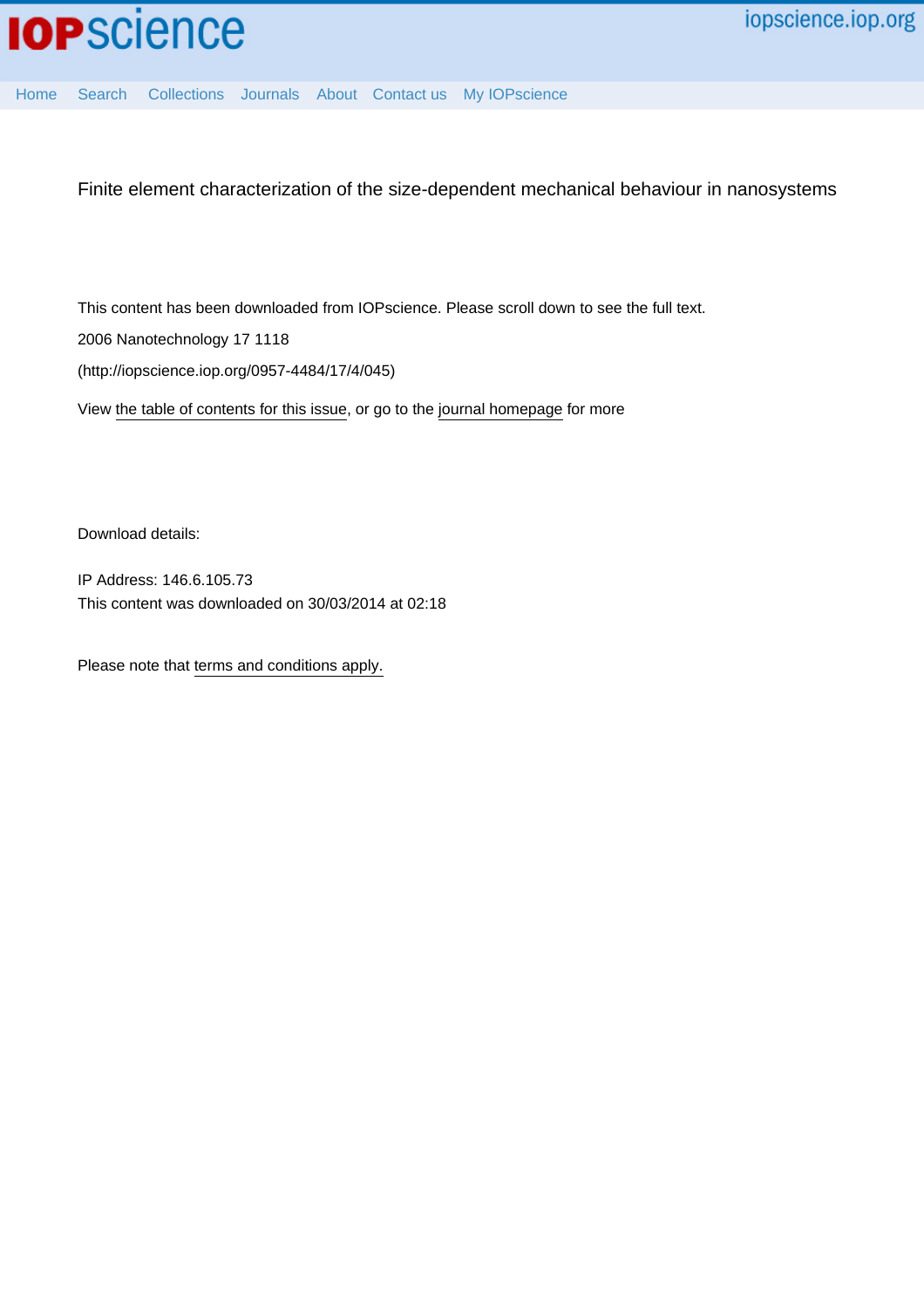Finite element characterization of the size-dependent mechanical behaviour in nanosystems

This content has been downloaded from IOPscience. Please scroll down to see the full text.

2006 Nanotechnology 17 1118

(http://iopscience.iop.org/0957-4484/17/4/045)

View the table of contents for this issue, or go to the journal homepage for more

Download details:

IP Address: 146.6.105.73

This content was downloaded on 30/03/2014 at 02:18

Please note that terms and conditions apply.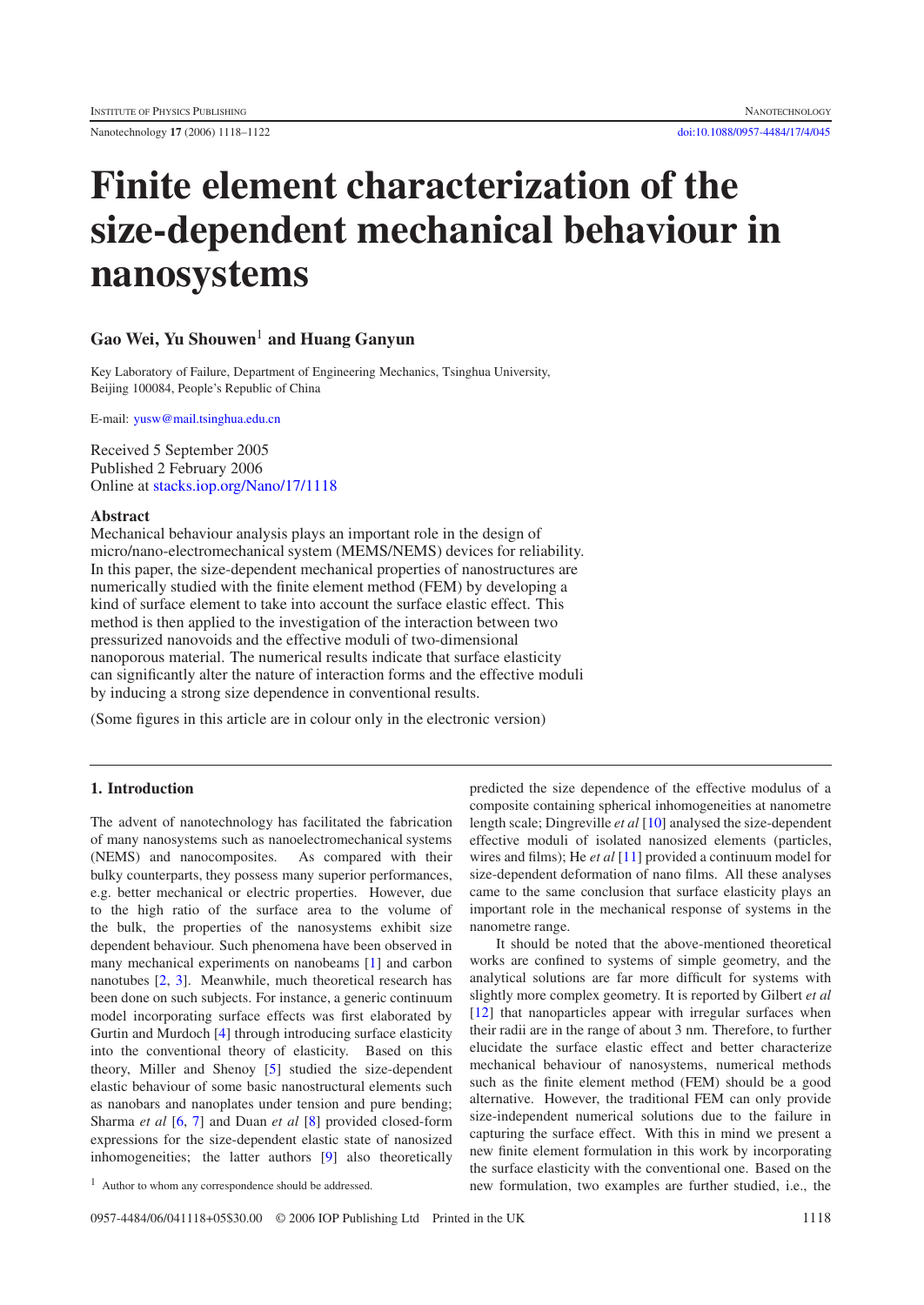# Finite element characterization of the size-dependent mechanical behaviour in nanosystems

## Gao Wei, Yu Shouwen[1] and Huang Ganyun

Key Laboratory of Failure, Department of Engineering Mechanics, Tsinghua University, Beijing 100084, People's Republic of China

E-mail: yusw@mail.tsinghua.edu.cn

Received 5 September 2005
Published 2 February 2006
Online at stacks.iop.org/Nano/17/1118

### Abstract

Mechanical behaviour analysis plays an important role in the design of micro/nano-electromechanical system (MEMS/NEMS) devices for reliability. In this paper, the size-dependent mechanical properties of nanostructures are numerically studied with the finite element method (FEM) by developing a kind of surface element to take into account the surface elastic effect. This method is then applied to the investigation of the interaction between two pressurized nanovoids and the effective moduli of two-dimensional nanoporous material. The numerical results indicate that surface elasticity can significantly alter the nature of interaction forms and the effective moduli by inducing a strong size dependence in conventional results.

(Some figures in this article are in colour only in the electronic version)

## 1. Introduction

The advent of nanotechnology has facilitated the fabrication of many nanosystems such as nanoelectromechanical systems (NEMS) and nanocomposites. As compared with their bulky counterparts, they possess many superior performances, e.g. better mechanical or electric properties. However, due to the high ratio of the surface area to the volume of the bulk, the properties of the nanosystems exhibit size dependent behaviour. Such phenomena have been observed in many mechanical experiments on nanobeams [1] and carbon nanotubes [2, 3]. Meanwhile, much theoretical research has been done on such subjects. For instance, a generic continuum model incorporating surface effects was first elaborated by Gurtin and Murdoch [4] through introducing surface elasticity into the conventional theory of elasticity. Based on this theory, Miller and Shenoy [5] studied the size-dependent elastic behaviour of some basic nanostructural elements such as nanobars and nanoplates under tension and pure bending; Sharma *et al* [6, 7] and Duan *et al* [8] provided closed-form expressions for the size-dependent elastic state of nanosized inhomogeneities; the latter authors [9] also theoretically predicted the size dependence of the effective modulus of a composite containing spherical inhomogeneities at nanometre length scale; Dingreville *et al* [10] analysed the size-dependent effective moduli of isolated nanosized elements (particles, wires and films); He *et al* [11] provided a continuum model for size-dependent deformation of nano films. All these analyses came to the same conclusion that surface elasticity plays an important role in the mechanical response of systems in the nanometre range.

It should be noted that the above-mentioned theoretical works are confined to systems of simple geometry, and the analytical solutions are far more difficult for systems with slightly more complex geometry. It is reported by Gilbert *et al* [12] that nanoparticles appear with irregular surfaces when their radii are in the range of about 3 nm. Therefore, to further elucidate the surface elastic effect and better characterize mechanical behaviour of nanosystems, numerical methods such as the finite element method (FEM) should be a good alternative. However, the traditional FEM can only provide size-independent numerical solutions due to the failure in capturing the surface effect. With this in mind we present a new finite element formulation in this work by incorporating the surface elasticity with the conventional one. Based on the new formulation, two examples are further studied, i.e., the

[1] Author to whom any correspondence should be addressed.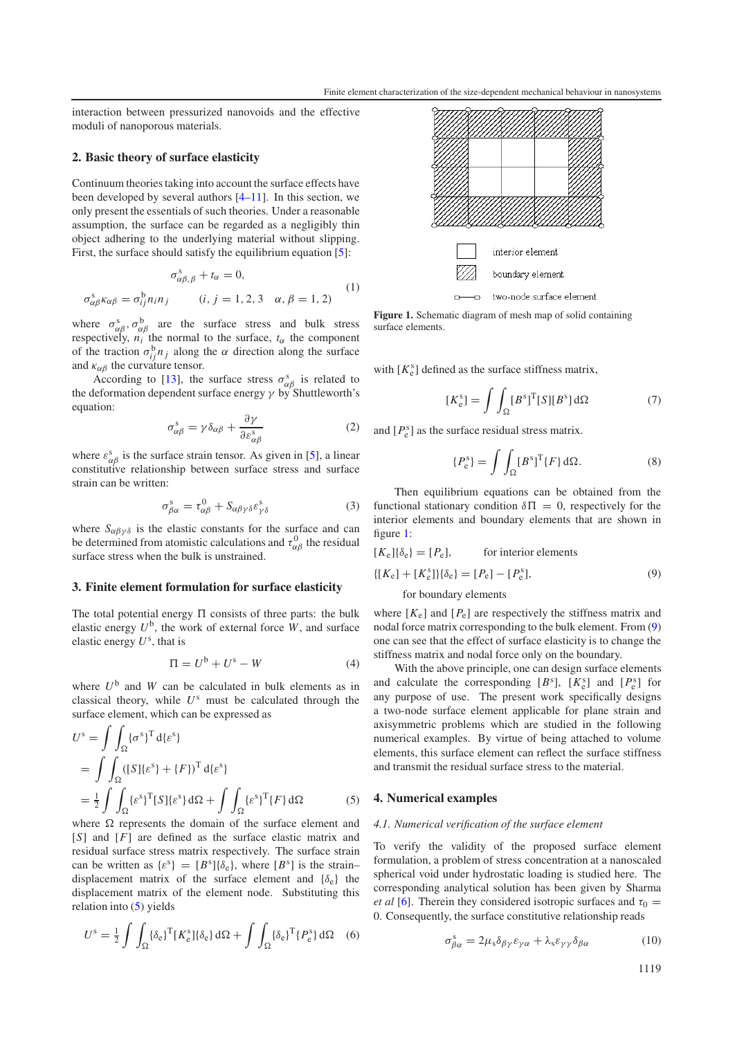interaction between pressurized nanovoids and the effective moduli of nanoporous materials.

## 2. Basic theory of surface elasticity

Continuum theories taking into account the surface effects have been developed by several authors [4–11]. In this section, we only present the essentials of such theories. Under a reasonable assumption, the surface can be regarded as a negligibly thin object adhering to the underlying material without slipping. First, the surface should satisfy the equilibrium equation [5]:

$$\begin{aligned} &\sigma^{s}_{\alpha\beta,\beta} + t_\alpha = 0, \\ &\sigma^{s}_{\alpha\beta}\kappa_{\alpha\beta} = \sigma^{b}_{ij} n_i n_j \qquad (i, j = 1, 2, 3 \quad \alpha, \beta = 1, 2) \end{aligned} \tag{1}$$

where $\sigma^{s}_{\alpha\beta}, \sigma^{b}_{\alpha\beta}$ are the surface stress and bulk stress respectively, $n_i$ the normal to the surface, $t_\alpha$ the component of the traction $\sigma^{b}_{ij} n_j$ along the $\alpha$ direction along the surface and $\kappa_{\alpha\beta}$ the curvature tensor.

According to [13], the surface stress $\sigma^{s}_{\alpha\beta}$ is related to the deformation dependent surface energy $\gamma$ by Shuttleworth's equation:

$$\sigma^{s}_{\alpha\beta} = \gamma\delta_{\alpha\beta} + \frac{\partial\gamma}{\partial\varepsilon^{s}_{\alpha\beta}} \tag{2}$$

where $\varepsilon^{s}_{\alpha\beta}$ is the surface strain tensor. As given in [5], a linear constitutive relationship between surface stress and surface strain can be written:

$$\sigma^{s}_{\beta\alpha} = \tau^{0}_{\alpha\beta} + S_{\alpha\beta\gamma\delta}\varepsilon^{s}_{\gamma\delta} \tag{3}$$

where $S_{\alpha\beta\gamma\delta}$ is the elastic constants for the surface and can be determined from atomistic calculations and $\tau^{0}_{\alpha\beta}$ the residual surface stress when the bulk is unstrained.

## 3. Finite element formulation for surface elasticity

The total potential energy $\Pi$ consists of three parts: the bulk elastic energy $U^{b}$, the work of external force $W$, and surface elastic energy $U^{s}$, that is

$$\Pi = U^{b} + U^{s} - W \tag{4}$$

where $U^{b}$ and $W$ can be calculated in bulk elements as in classical theory, while $U^{s}$ must be calculated through the surface element, which can be expressed as

$$\begin{aligned} U^{s} &= \int\int_{\Omega} \{\sigma^{s}\}^{T} \mathrm{d}\{\varepsilon^{s}\} \\ &= \int\int_{\Omega} ([S]\{\varepsilon^{s}\} + \{F\})^{T} \mathrm{d}\{\varepsilon^{s}\} \\ &= \tfrac{1}{2}\int\int_{\Omega} \{\varepsilon^{s}\}^{T}[S]\{\varepsilon^{s}\}\,\mathrm{d}\Omega + \int\int_{\Omega} \{\varepsilon^{s}\}^{T}\{F\}\,\mathrm{d}\Omega \end{aligned} \tag{5}$$

where $\Omega$ represents the domain of the surface element and $[S]$ and $[F]$ are defined as the surface elastic matrix and residual surface stress matrix respectively. The surface strain can be written as $\{\varepsilon^{s}\} = [B^{s}]\{\delta_{e}\}$, where $[B^{s}]$ is the strain–displacement matrix of the surface element and $\{\delta_{e}\}$ the displacement matrix of the element node. Substituting this relation into (5) yields

$$U^{s} = \tfrac{1}{2}\int\int_{\Omega} \{\delta_{e}\}^{T}[K^{s}_{e}]\{\delta_{e}\}\,\mathrm{d}\Omega + \int\int_{\Omega} \{\delta_{e}\}^{T}\{P^{s}_{e}\}\,\mathrm{d}\Omega \tag{6}$$

**Figure 1.** Schematic diagram of mesh map of solid containing surface elements.

with $[K^{s}_{e}]$ defined as the surface stiffness matrix,

$$[K^{s}_{e}] = \int\int_{\Omega} [B^{s}]^{T}[S][B^{s}]\,\mathrm{d}\Omega \tag{7}$$

and $[P^{s}_{e}]$ as the surface residual stress matrix.

$$\{P^{s}_{e}\} = \int\int_{\Omega} [B^{s}]^{T}\{F\}\,\mathrm{d}\Omega. \tag{8}$$

Then equilibrium equations can be obtained from the functional stationary condition $\delta\Pi = 0$, respectively for the interior elements and boundary elements that are shown in figure 1:

$$\begin{aligned} &[K_{e}]\{\delta_{e}\} = [P_{e}], \qquad \text{for interior elements} \\ &\{[K_{e}] + [K^{s}_{e}]\}\{\delta_{e}\} = [P_{e}] - [P^{s}_{e}], \qquad \text{for boundary elements} \end{aligned} \tag{9}$$

where $[K_{e}]$ and $[P_{e}]$ are respectively the stiffness matrix and nodal force matrix corresponding to the bulk element. From (9) one can see that the effect of surface elasticity is to change the stiffness matrix and nodal force only on the boundary.

With the above principle, one can design surface elements and calculate the corresponding $[B^{s}]$, $[K^{s}_{e}]$ and $[P^{s}_{e}]$ for any purpose of use. The present work specifically designs a two-node surface element applicable for plane strain and axisymmetric problems which are studied in the following numerical examples. By virtue of being attached to volume elements, this surface element can reflect the surface stiffness and transmit the residual surface stress to the material.

## 4. Numerical examples

### *4.1. Numerical verification of the surface element*

To verify the validity of the proposed surface element formulation, a problem of stress concentration at a nanoscaled spherical void under hydrostatic loading is studied here. The corresponding analytical solution has been given by Sharma *et al* [6]. Therein they considered isotropic surfaces and $\tau_0 = 0$. Consequently, the surface constitutive relationship reads

$$\sigma^{s}_{\beta\alpha} = 2\mu_{s}\delta_{\beta\gamma}\varepsilon_{\gamma\alpha} + \lambda_{s}\varepsilon_{\gamma\gamma}\delta_{\beta\alpha} \tag{10}$$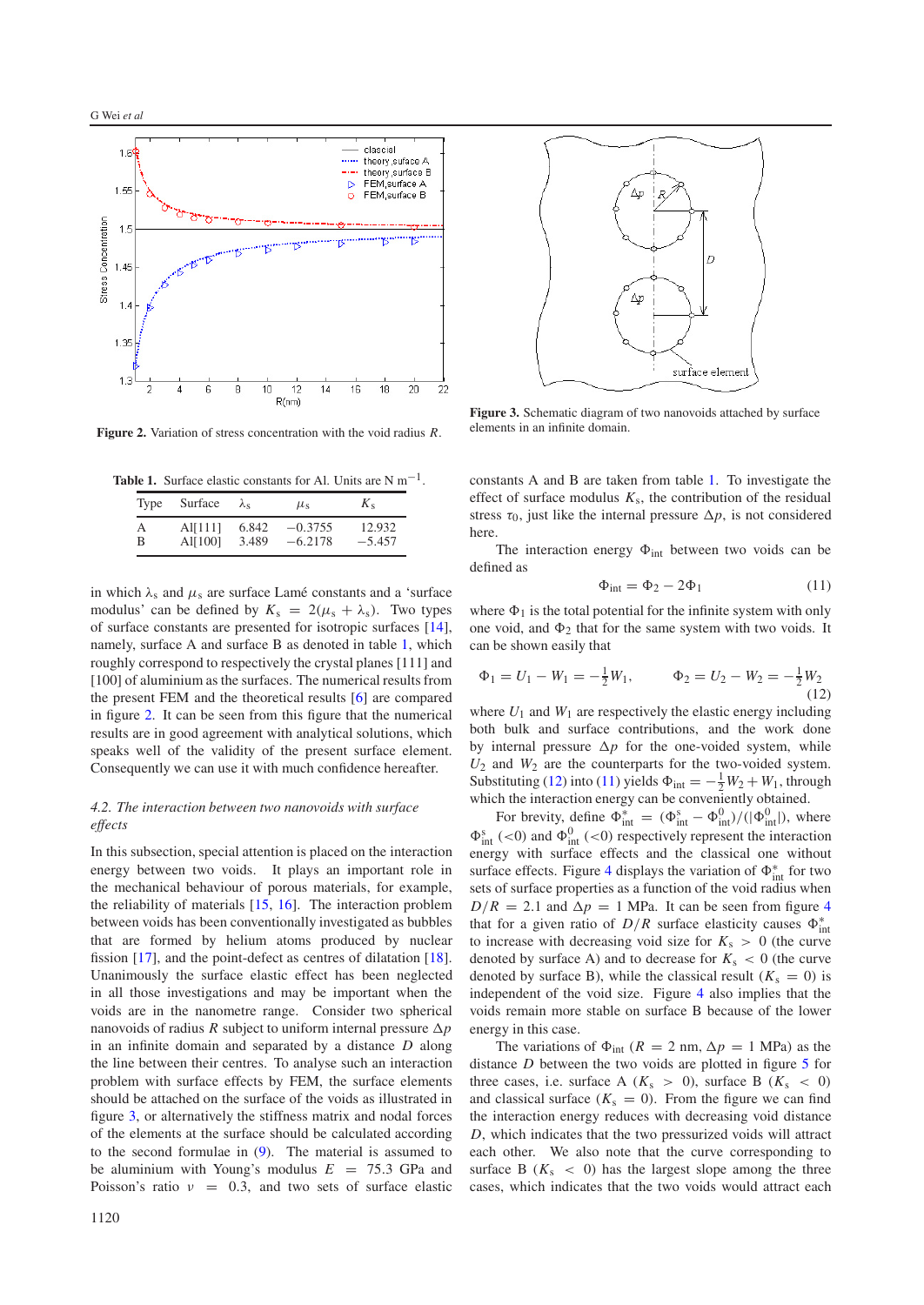Figure 2. Variation of stress concentration with the void radius $R$.

Figure 3. Schematic diagram of two nanovoids attached by surface elements in an infinite domain.

Table 1. Surface elastic constants for Al. Units are N $m^{-1}$.

| Type | Surface | $\lambda_s$ | $\mu_s$ | $K_s$ |
|---|---|---|---|---|
| A | Al[111] | 6.842 | −0.3755 | 12.932 |
| B | Al[100] | 3.489 | −6.2178 | −5.457 |

in which $\lambda_s$ and $\mu_s$ are surface Lamé constants and a 'surface modulus' can be defined by $K_s = 2(\mu_s + \lambda_s)$. Two types of surface constants are presented for isotropic surfaces [14], namely, surface A and surface B as denoted in table 1, which roughly correspond to respectively the crystal planes [111] and [100] of aluminium as the surfaces. The numerical results from the present FEM and the theoretical results [6] are compared in figure 2. It can be seen from this figure that the numerical results are in good agreement with analytical solutions, which speaks well of the validity of the present surface element. Consequently we can use it with much confidence hereafter.

### *4.2. The interaction between two nanovoids with surface effects*

In this subsection, special attention is placed on the interaction energy between two voids. It plays an important role in the mechanical behaviour of porous materials, for example, the reliability of materials [15, 16]. The interaction problem between voids has been conventionally investigated as bubbles that are formed by helium atoms produced by nuclear fission [17], and the point-defect as centres of dilatation [18]. Unanimously the surface elastic effect has been neglected in all those investigations and may be important when the voids are in the nanometre range. Consider two spherical nanovoids of radius $R$ subject to uniform internal pressure $\Delta p$ in an infinite domain and separated by a distance $D$ along the line between their centres. To analyse such an interaction problem with surface effects by FEM, the surface elements should be attached on the surface of the voids as illustrated in figure 3, or alternatively the stiffness matrix and nodal forces of the elements at the surface should be calculated according to the second formulae in (9). The material is assumed to be aluminium with Young's modulus $E = 75.3$ GPa and Poisson's ratio $\nu = 0.3$, and two sets of surface elastic constants A and B are taken from table 1. To investigate the effect of surface modulus $K_s$, the contribution of the residual stress $\tau_0$, just like the internal pressure $\Delta p$, is not considered here.

The interaction energy $\Phi_{int}$ between two voids can be defined as

$$\Phi_{int} = \Phi_2 - 2\Phi_1 \tag{11}$$

where $\Phi_1$ is the total potential for the infinite system with only one void, and $\Phi_2$ that for the same system with two voids. It can be shown easily that

$$\Phi_1 = U_1 - W_1 = -\tfrac{1}{2}W_1, \qquad \Phi_2 = U_2 - W_2 = -\tfrac{1}{2}W_2 \tag{12}$$

where $U_1$ and $W_1$ are respectively the elastic energy including both bulk and surface contributions, and the work done by internal pressure $\Delta p$ for the one-voided system, while $U_2$ and $W_2$ are the counterparts for the two-voided system. Substituting (12) into (11) yields $\Phi_{int} = -\frac{1}{2}W_2 + W_1$, through which the interaction energy can be conveniently obtained.

For brevity, define $\Phi^*_{int} = (\Phi^s_{int} - \Phi^0_{int})/(|\Phi^0_{int}|)$, where $\Phi^s_{int}$ $(<0)$ and $\Phi^0_{int}$ $(<0)$ respectively represent the interaction energy with surface effects and the classical one without surface effects. Figure 4 displays the variation of $\Phi^*_{int}$ for two sets of surface properties as a function of the void radius when $D/R = 2.1$ and $\Delta p = 1$ MPa. It can be seen from figure 4 that for a given ratio of $D/R$ surface elasticity causes $\Phi^*_{int}$ to increase with decreasing void size for $K_s > 0$ (the curve denoted by surface A) and to decrease for $K_s < 0$ (the curve denoted by surface B), while the classical result ($K_s = 0$) is independent of the void size. Figure 4 also implies that the voids remain more stable on surface B because of the lower energy in this case.

The variations of $\Phi_{int}$ ($R = 2$ nm, $\Delta p = 1$ MPa) as the distance $D$ between the two voids are plotted in figure 5 for three cases, i.e. surface A ($K_s > 0$), surface B ($K_s < 0$) and classical surface ($K_s = 0$). From the figure we can find the interaction energy reduces with decreasing void distance $D$, which indicates that the two pressurized voids will attract each other. We also note that the curve corresponding to surface B ($K_s < 0$) has the largest slope among the three cases, which indicates that the two voids would attract each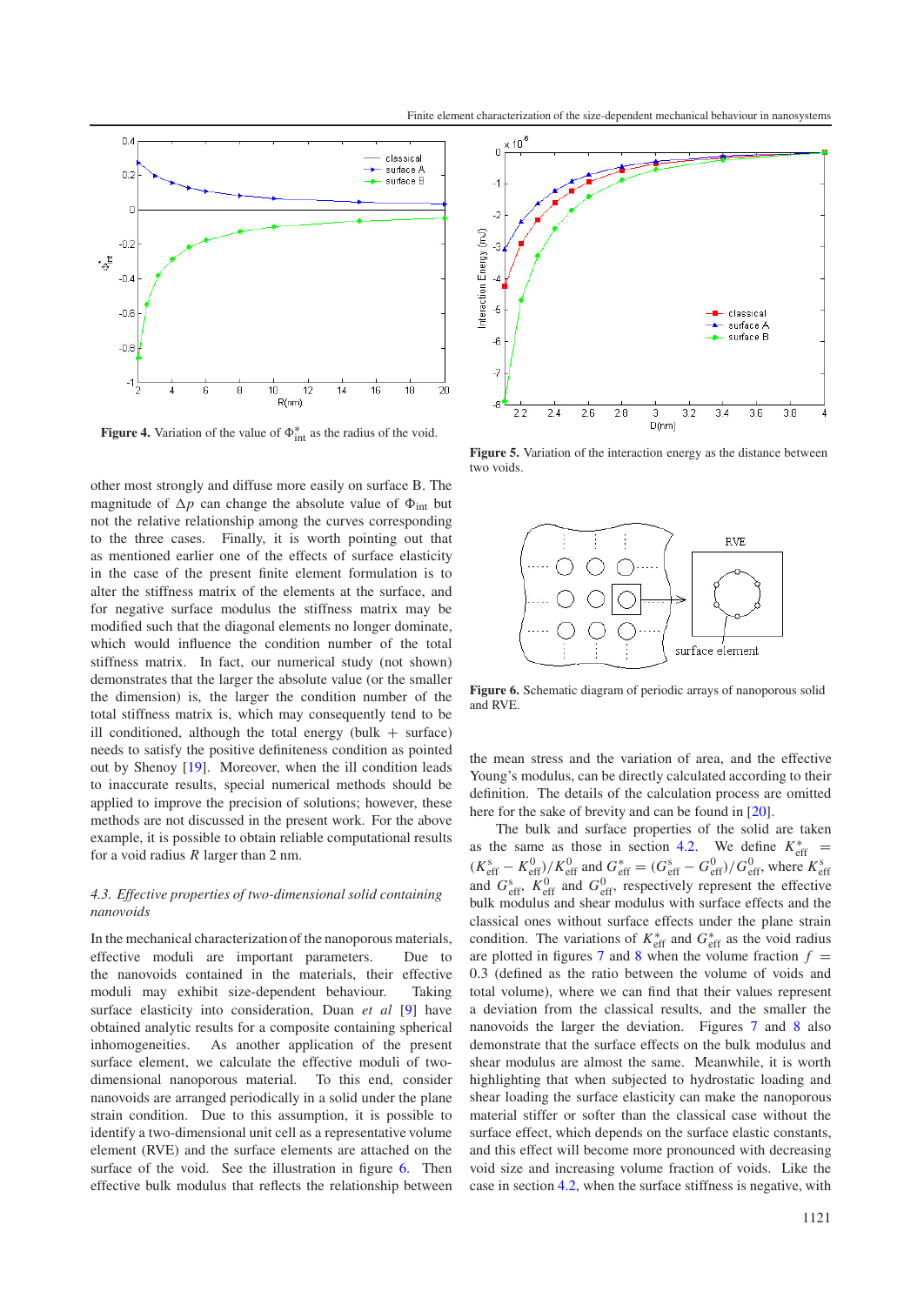Figure 4. Variation of the value of $\Phi^*_{\rm int}$ as the radius of the void.

Figure 5. Variation of the interaction energy as the distance between two voids.

Figure 6. Schematic diagram of periodic arrays of nanoporous solid and RVE.

other most strongly and diffuse more easily on surface B. The magnitude of $\Delta p$ can change the absolute value of $\Phi_{\rm int}$ but not the relative relationship among the curves corresponding to the three cases. Finally, it is worth pointing out that as mentioned earlier one of the effects of surface elasticity in the case of the present finite element formulation is to alter the stiffness matrix of the elements at the surface, and for negative surface modulus the stiffness matrix may be modified such that the diagonal elements no longer dominate, which would influence the condition number of the total stiffness matrix. In fact, our numerical study (not shown) demonstrates that the larger the absolute value (or the smaller the dimension) is, the larger the condition number of the total stiffness matrix is, which may consequently tend to be ill conditioned, although the total energy (bulk + surface) needs to satisfy the positive definiteness condition as pointed out by Shenoy [19]. Moreover, when the ill condition leads to inaccurate results, special numerical methods should be applied to improve the precision of solutions; however, these methods are not discussed in the present work. For the above example, it is possible to obtain reliable computational results for a void radius $R$ larger than 2 nm.

### *4.3. Effective properties of two-dimensional solid containing nanovoids*

In the mechanical characterization of the nanoporous materials, effective moduli are important parameters. Due to the nanovoids contained in the materials, their effective moduli may exhibit size-dependent behaviour. Taking surface elasticity into consideration, Duan *et al* [9] have obtained analytic results for a composite containing spherical inhomogeneities. As another application of the present surface element, we calculate the effective moduli of two-dimensional nanoporous material. To this end, consider nanovoids are arranged periodically in a solid under the plane strain condition. Due to this assumption, it is possible to identify a two-dimensional unit cell as a representative volume element (RVE) and the surface elements are attached on the surface of the void. See the illustration in figure 6. Then effective bulk modulus that reflects the relationship between the mean stress and the variation of area, and the effective Young's modulus, can be directly calculated according to their definition. The details of the calculation process are omitted here for the sake of brevity and can be found in [20].

The bulk and surface properties of the solid are taken as the same as those in section 4.2. We define $K^*_{\rm eff} = (K^{\rm s}_{\rm eff} - K^0_{\rm eff})/K^0_{\rm eff}$ and $G^*_{\rm eff} = (G^{\rm s}_{\rm eff} - G^0_{\rm eff})/G^0_{\rm eff}$, where $K^{\rm s}_{\rm eff}$ and $G^{\rm s}_{\rm eff}$, $K^0_{\rm eff}$ and $G^0_{\rm eff}$, respectively represent the effective bulk modulus and shear modulus with surface effects and the classical ones without surface effects under the plane strain condition. The variations of $K^*_{\rm eff}$ and $G^*_{\rm eff}$ as the void radius are plotted in figures 7 and 8 when the volume fraction $f = 0.3$ (defined as the ratio between the volume of voids and total volume), where we can find that their values represent a deviation from the classical results, and the smaller the nanovoids the larger the deviation. Figures 7 and 8 also demonstrate that the surface effects on the bulk modulus and shear modulus are almost the same. Meanwhile, it is worth highlighting that when subjected to hydrostatic loading and shear loading the surface elasticity can make the nanoporous material stiffer or softer than the classical case without the surface effect, which depends on the surface elastic constants, and this effect will become more pronounced with decreasing void size and increasing volume fraction of voids. Like the case in section 4.2, when the surface stiffness is negative, with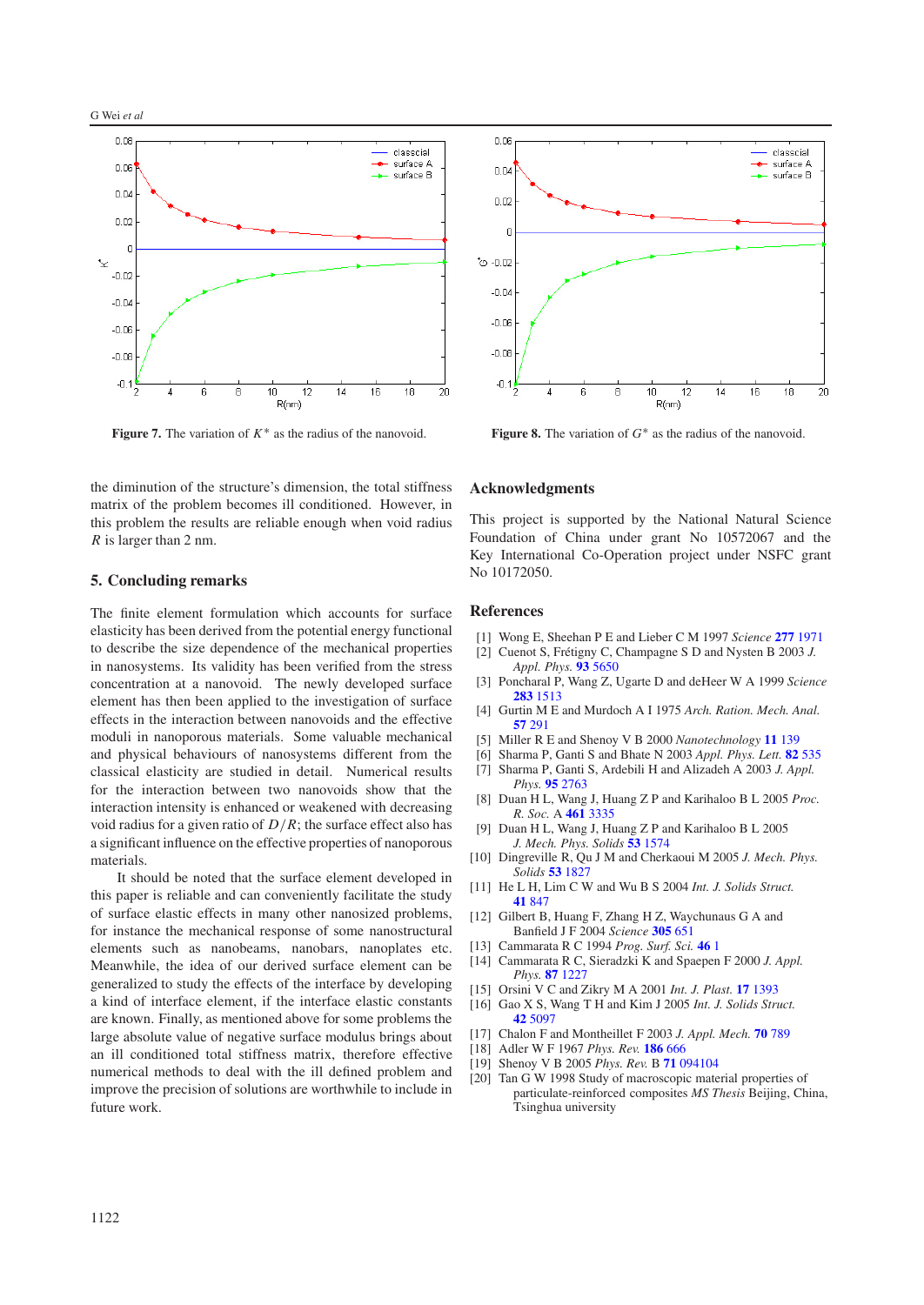0.08
0.06
0.04
0.02
0
-0.02
-0.04
-0.06
-0.08
-0.1
2 4 6 8 10 12 14 16 18 20
R(nm)
K*
classcial
surface A
surface B

**Figure 7.** The variation of $K^*$ as the radius of the nanovoid.

0.06
0.04
0.02
0
-0.02
-0.04
-0.06
-0.08
-0.1
2 4 6 8 10 12 14 16 18 20
R(nm)
G*
classcial
surface A
surface B

**Figure 8.** The variation of $G^*$ as the radius of the nanovoid.

the diminution of the structure's dimension, the total stiffness matrix of the problem becomes ill conditioned. However, in this problem the results are reliable enough when void radius $R$ is larger than 2 nm.

## 5. Concluding remarks

The finite element formulation which accounts for surface elasticity has been derived from the potential energy functional to describe the size dependence of the mechanical properties in nanosystems. Its validity has been verified from the stress concentration at a nanovoid. The newly developed surface element has then been applied to the investigation of surface effects in the interaction between nanovoids and the effective moduli in nanoporous materials. Some valuable mechanical and physical behaviours of nanosystems different from the classical elasticity are studied in detail. Numerical results for the interaction between two nanovoids show that the interaction intensity is enhanced or weakened with decreasing void radius for a given ratio of $D/R$; the surface effect also has a significant influence on the effective properties of nanoporous materials.

It should be noted that the surface element developed in this paper is reliable and can conveniently facilitate the study of surface elastic effects in many other nanosized problems, for instance the mechanical response of some nanostructural elements such as nanobeams, nanobars, nanoplates etc. Meanwhile, the idea of our derived surface element can be generalized to study the effects of the interface by developing a kind of interface element, if the interface elastic constants are known. Finally, as mentioned above for some problems the large absolute value of negative surface modulus brings about an ill conditioned total stiffness matrix, therefore effective numerical methods to deal with the ill defined problem and improve the precision of solutions are worthwhile to include in future work.

## Acknowledgments

This project is supported by the National Natural Science Foundation of China under grant No 10572067 and the Key International Co-Operation project under NSFC grant No 10172050.

## References

[1] Wong E, Sheehan P E and Lieber C M 1997 *Science* **277** 1971
[2] Cuenot S, Frétigny C, Champagne S D and Nysten B 2003 *J. Appl. Phys.* **93** 5650
[3] Poncharal P, Wang Z, Ugarte D and deHeer W A 1999 *Science* **283** 1513
[4] Gurtin M E and Murdoch A I 1975 *Arch. Ration. Mech. Anal.* **57** 291
[5] Miller R E and Shenoy V B 2000 *Nanotechnology* **11** 139
[6] Sharma P, Ganti S and Bhate N 2003 *Appl. Phys. Lett.* **82** 535
[7] Sharma P, Ganti S, Ardebili H and Alizadeh A 2003 *J. Appl. Phys.* **95** 2763
[8] Duan H L, Wang J, Huang Z P and Karihaloo B L 2005 *Proc. R. Soc.* A **461** 3335
[9] Duan H L, Wang J, Huang Z P and Karihaloo B L 2005 *J. Mech. Phys. Solids* **53** 1574
[10] Dingreville R, Qu J M and Cherkaoui M 2005 *J. Mech. Phys. Solids* **53** 1827
[11] He L H, Lim C W and Wu B S 2004 *Int. J. Solids Struct.* **41** 847
[12] Gilbert B, Huang F, Zhang H Z, Waychunaus G A and Banfield J F 2004 *Science* **305** 651
[13] Cammarata R C 1994 *Prog. Surf. Sci.* **46** 1
[14] Cammarata R C, Sieradzki K and Spaepen F 2000 *J. Appl. Phys.* **87** 1227
[15] Orsini V C and Zikry M A 2001 *Int. J. Plast.* **17** 1393
[16] Gao X S, Wang T H and Kim J 2005 *Int. J. Solids Struct.* **42** 5097
[17] Chalon F and Montheillet F 2003 *J. Appl. Mech.* **70** 789
[18] Adler W F 1967 *Phys. Rev.* **186** 666
[19] Shenoy V B 2005 *Phys. Rev.* B **71** 094104
[20] Tan G W 1998 Study of macroscopic material properties of particulate-reinforced composites *MS Thesis* Beijing, China, Tsinghua university